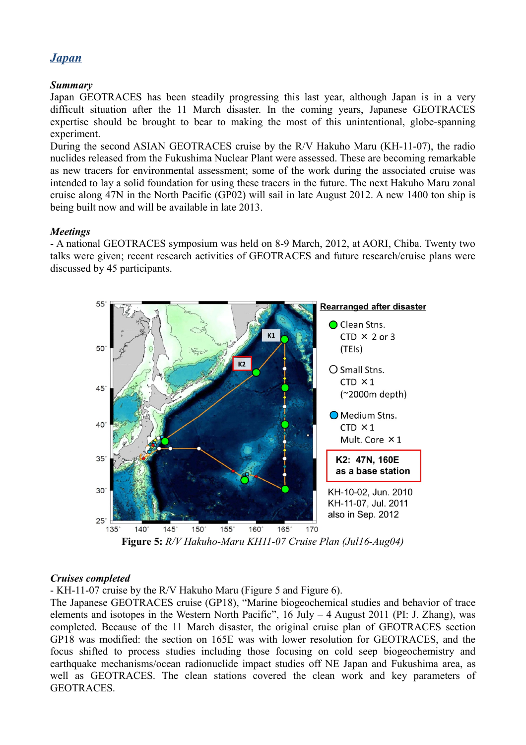## *Japan*

### *Summary*

Japan GEOTRACES has been steadily progressing this last year, although Japan is in a very difficult situation after the 11 March disaster. In the coming years, Japanese GEOTRACES expertise should be brought to bear to making the most of this unintentional, globe-spanning experiment.

During the second ASIAN GEOTRACES cruise by the R/V Hakuho Maru (KH-11-07), the radio nuclides released from the Fukushima Nuclear Plant were assessed. These are becoming remarkable as new tracers for environmental assessment; some of the work during the associated cruise was intended to lay a solid foundation for using these tracers in the future. The next Hakuho Maru zonal cruise along 47N in the North Pacific (GP02) will sail in late August 2012. A new 1400 ton ship is being built now and will be available in late 2013.

### *Meetings*

- A national GEOTRACES symposium was held on 8-9 March, 2012, at AORI, Chiba. Twenty two talks were given; recent research activities of GEOTRACES and future research/cruise plans were discussed by 45 participants.

Rearranged after disaster

Clean Stns. CTD × 2 or 3 (TEIs)

Small Stns. CTD ×1 (~2000m depth)

Medium Stns. CTD ×1 Mult. Core ×1

K2: 47N, 160E as a base station

KH-10-02, Jun. 2010
KH-11-07, Jul. 2011
also in Sep. 2012

K1
K2

55°
50°
45°
40°
35°
30°
25°

135° 140° 145° 150° 155° 160° 165° 170

**Figure 5:** *R/V Hakuho-Maru KH11-07 Cruise Plan (Jul16-Aug04)*

### *Cruises completed*

- KH-11-07 cruise by the R/V Hakuho Maru (Figure 5 and Figure 6).

The Japanese GEOTRACES cruise (GP18), "Marine biogeochemical studies and behavior of trace elements and isotopes in the Western North Pacific", 16 July – 4 August 2011 (PI: J. Zhang), was completed. Because of the 11 March disaster, the original cruise plan of GEOTRACES section GP18 was modified: the section on 165E was with lower resolution for GEOTRACES, and the focus shifted to process studies including those focusing on cold seep biogeochemistry and earthquake mechanisms/ocean radionuclide impact studies off NE Japan and Fukushima area, as well as GEOTRACES. The clean stations covered the clean work and key parameters of GEOTRACES.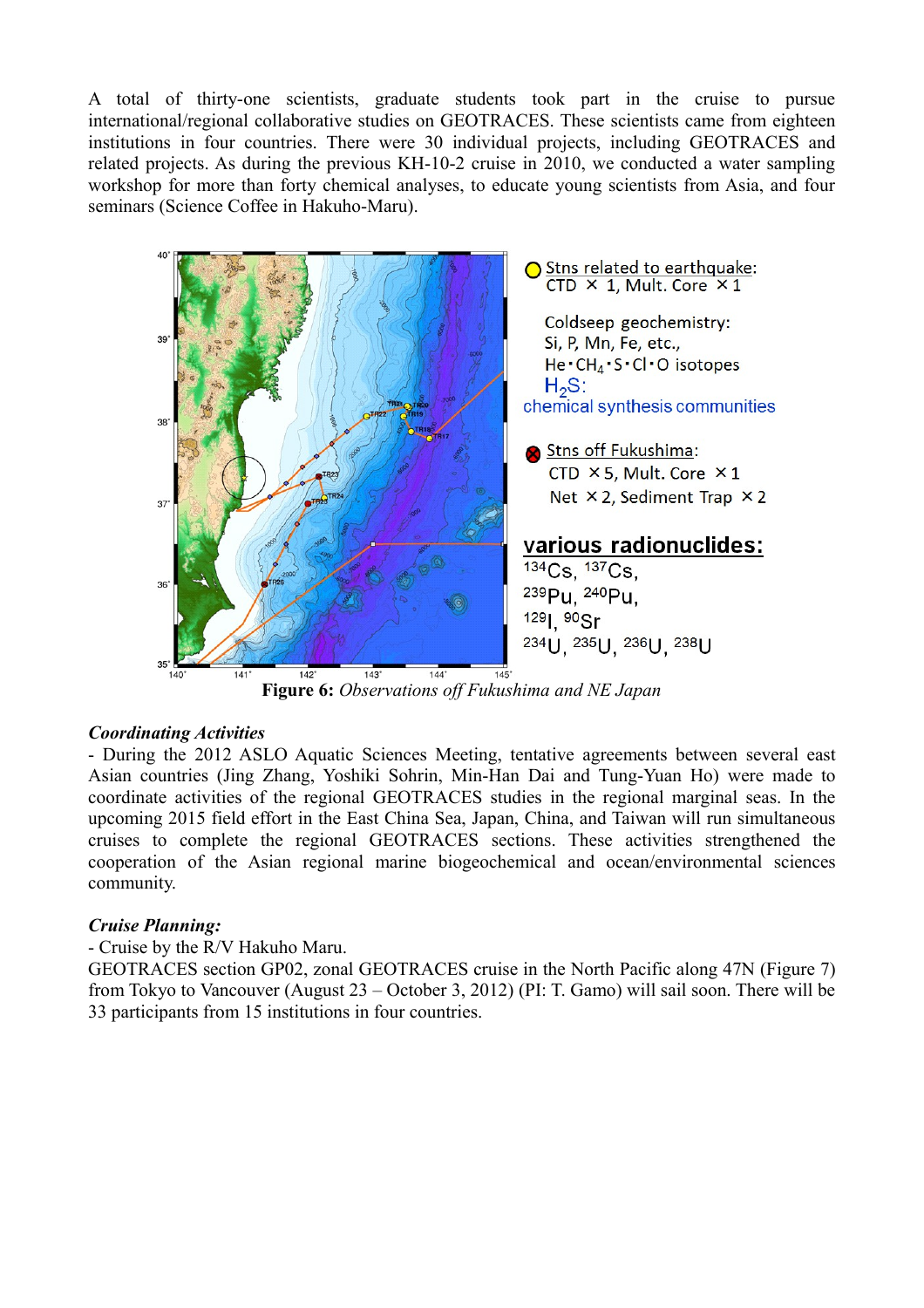A total of thirty-one scientists, graduate students took part in the cruise to pursue international/regional collaborative studies on GEOTRACES. These scientists came from eighteen institutions in four countries. There were 30 individual projects, including GEOTRACES and related projects. As during the previous KH-10-2 cruise in 2010, we conducted a water sampling workshop for more than forty chemical analyses, to educate young scientists from Asia, and four seminars (Science Coffee in Hakuho-Maru).

Stns related to earthquake:
CTD × 1, Mult. Core × 1

Coldseep geochemistry:
Si, P, Mn, Fe, etc.,
He・$CH_4$・S・Cl・O isotopes
$H_2S$:
chemical synthesis communities

Stns off Fukushima:
CTD × 5, Mult. Core × 1
Net × 2, Sediment Trap × 2

various radionuclides:
$^{134}Cs$, $^{137}Cs$,
$^{239}Pu$, $^{240}Pu$,
$^{129}I$, $^{90}Sr$
$^{234}U$, $^{235}U$, $^{236}U$, $^{238}U$

**Figure 6:** *Observations off Fukushima and NE Japan*

***Coordinating Activities***

- During the 2012 ASLO Aquatic Sciences Meeting, tentative agreements between several east Asian countries (Jing Zhang, Yoshiki Sohrin, Min-Han Dai and Tung-Yuan Ho) were made to coordinate activities of the regional GEOTRACES studies in the regional marginal seas. In the upcoming 2015 field effort in the East China Sea, Japan, China, and Taiwan will run simultaneous cruises to complete the regional GEOTRACES sections. These activities strengthened the cooperation of the Asian regional marine biogeochemical and ocean/environmental sciences community.

***Cruise Planning:***

- Cruise by the R/V Hakuho Maru.

GEOTRACES section GP02, zonal GEOTRACES cruise in the North Pacific along 47N (Figure 7) from Tokyo to Vancouver (August 23 – October 3, 2012) (PI: T. Gamo) will sail soon. There will be 33 participants from 15 institutions in four countries.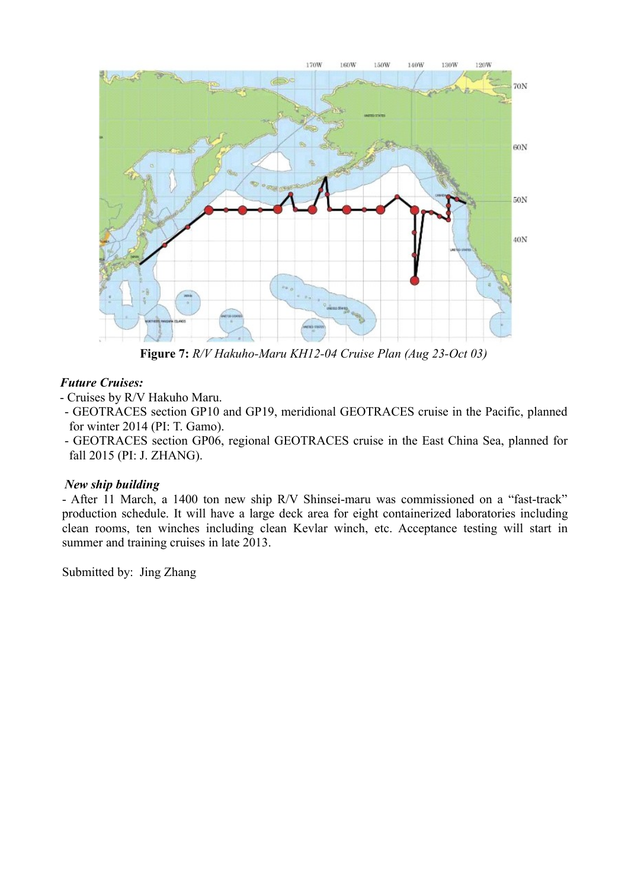170W 160W 150W 140W 130W 120W

70N

60N

50N

40N

**Figure 7:** *R/V Hakuho-Maru KH12-04 Cruise Plan (Aug 23-Oct 03)*

***Future Cruises:***

- Cruises by R/V Hakuho Maru.
  - GEOTRACES section GP10 and GP19, meridional GEOTRACES cruise in the Pacific, planned for winter 2014 (PI: T. Gamo).
  - GEOTRACES section GP06, regional GEOTRACES cruise in the East China Sea, planned for fall 2015 (PI: J. ZHANG).

***New ship building***

- After 11 March, a 1400 ton new ship R/V Shinsei-maru was commissioned on a "fast-track" production schedule. It will have a large deck area for eight containerized laboratories including clean rooms, ten winches including clean Kevlar winch, etc. Acceptance testing will start in summer and training cruises in late 2013.

Submitted by: Jing Zhang